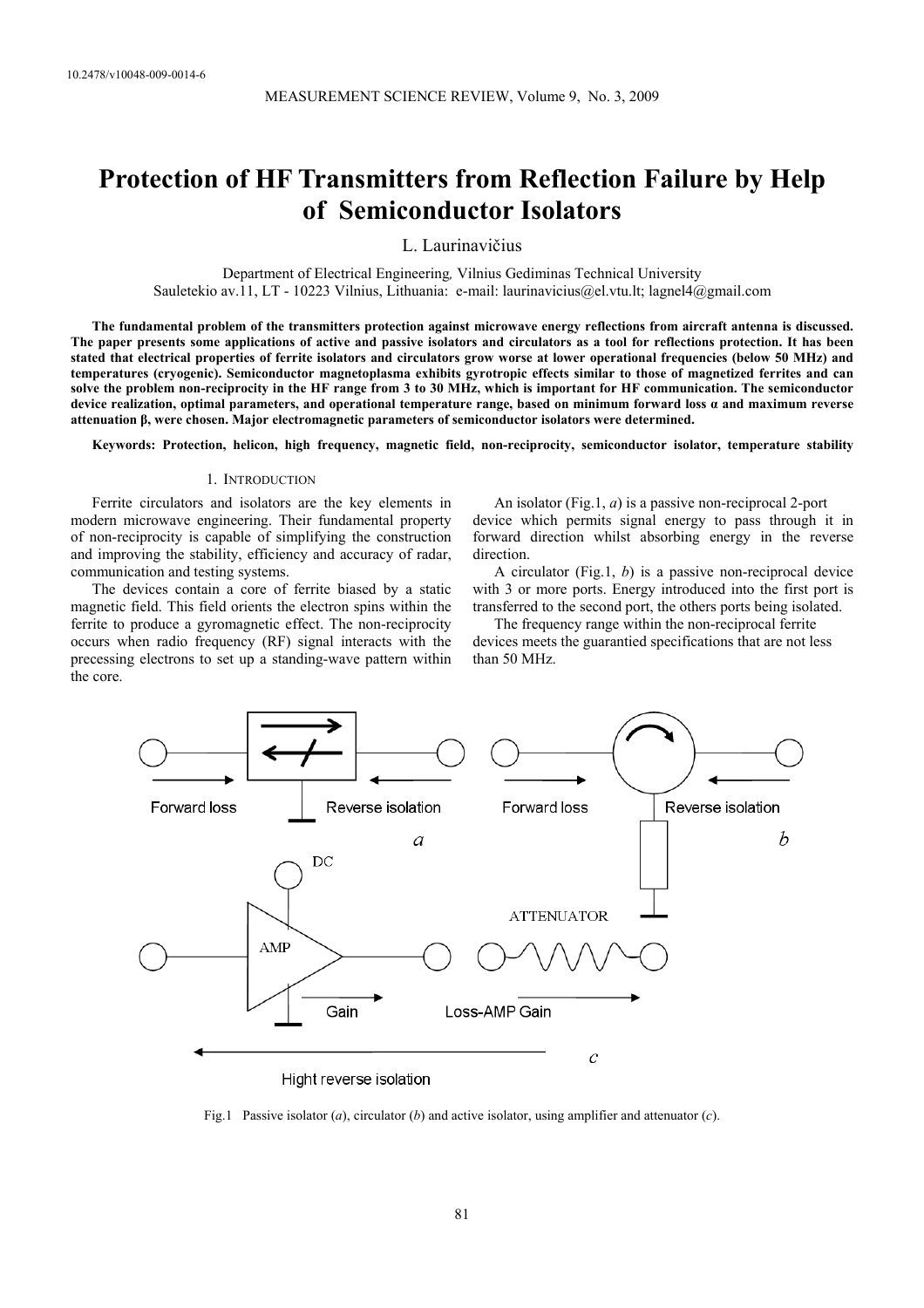10.2478/v10048-009-0014-6

# Protection of HF Transmitters from Reflection Failure by Help of Semiconductor Isolators

L. Laurinavičius

Department of Electrical Engineering, Vilnius Gediminas Technical University
Sauletekio av.11, LT - 10223 Vilnius, Lithuania: e-mail: laurinavicius@el.vtu.lt; lagnel4@gmail.com

**The fundamental problem of the transmitters protection against microwave energy reflections from aircraft antenna is discussed. The paper presents some applications of active and passive isolators and circulators as a tool for reflections protection. It has been stated that electrical properties of ferrite isolators and circulators grow worse at lower operational frequencies (below 50 MHz) and temperatures (cryogenic). Semiconductor magnetoplasma exhibits gyrotropic effects similar to those of magnetized ferrites and can solve the problem non-reciprocity in the HF range from 3 to 30 MHz, which is important for HF communication. The semiconductor device realization, optimal parameters, and operational temperature range, based on minimum forward loss α and maximum reverse attenuation β, were chosen. Major electromagnetic parameters of semiconductor isolators were determined.**

**Keywords: Protection, helicon, high frequency, magnetic field, non-reciprocity, semiconductor isolator, temperature stability**

## 1. Introduction

Ferrite circulators and isolators are the key elements in modern microwave engineering. Their fundamental property of non-reciprocity is capable of simplifying the construction and improving the stability, efficiency and accuracy of radar, communication and testing systems.

The devices contain a core of ferrite biased by a static magnetic field. This field orients the electron spins within the ferrite to produce a gyromagnetic effect. The non-reciprocity occurs when radio frequency (RF) signal interacts with the precessing electrons to set up a standing-wave pattern within the core.

An isolator (Fig.1, *a*) is a passive non-reciprocal 2-port device which permits signal energy to pass through it in forward direction whilst absorbing energy in the reverse direction.

A circulator (Fig.1, *b*) is a passive non-reciprocal device with 3 or more ports. Energy introduced into the first port is transferred to the second port, the others ports being isolated.

The frequency range within the non-reciprocal ferrite devices meets the guarantied specifications that are not less than 50 MHz.

Fig.1 Passive isolator (*a*), circulator (*b*) and active isolator, using amplifier and attenuator (*c*).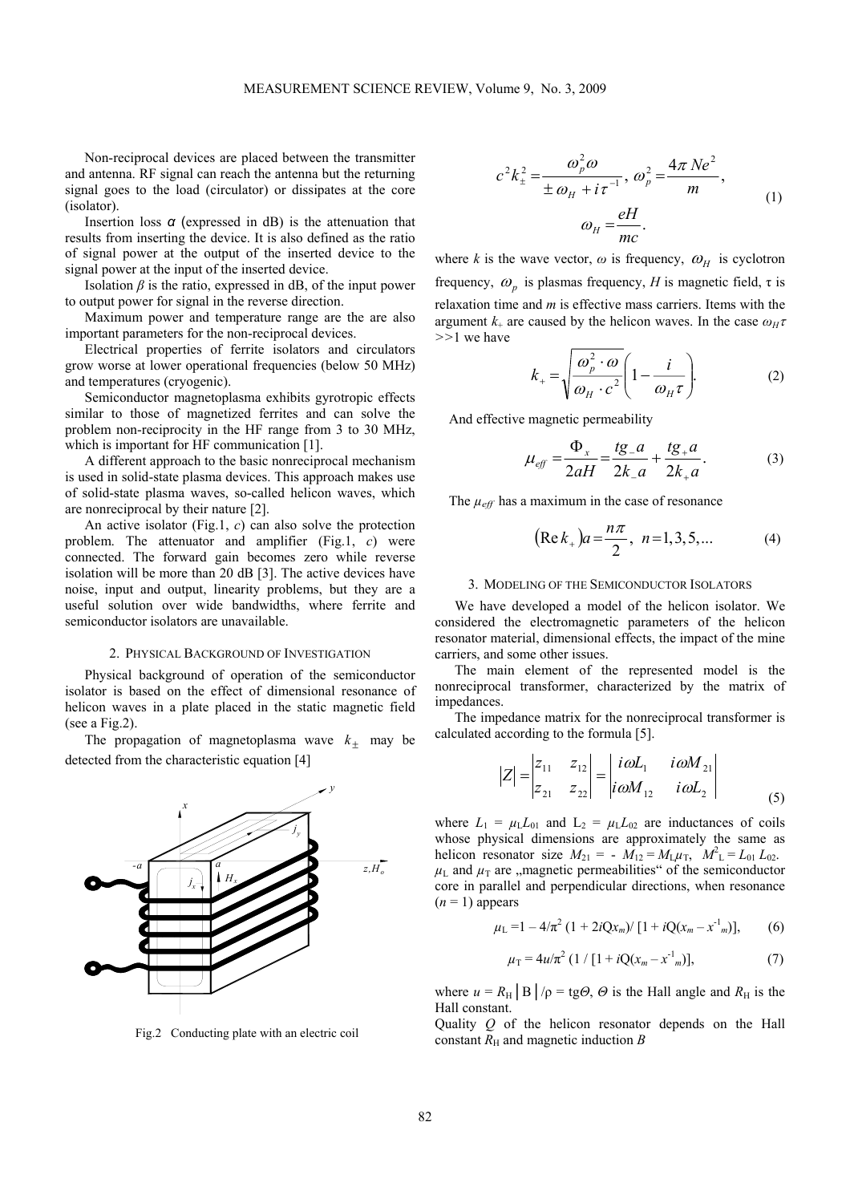Non-reciprocal devices are placed between the transmitter and antenna. RF signal can reach the antenna but the returning signal goes to the load (circulator) or dissipates at the core (isolator).

Insertion loss $\alpha$ (expressed in dB) is the attenuation that results from inserting the device. It is also defined as the ratio of signal power at the output of the inserted device to the signal power at the input of the inserted device.

Isolation $\beta$ is the ratio, expressed in dB, of the input power to output power for signal in the reverse direction.

Maximum power and temperature range are the are also important parameters for the non-reciprocal devices.

Electrical properties of ferrite isolators and circulators grow worse at lower operational frequencies (below 50 MHz) and temperatures (cryogenic).

Semiconductor magnetoplasma exhibits gyrotropic effects similar to those of magnetized ferrites and can solve the problem non-reciprocity in the HF range from 3 to 30 MHz, which is important for HF communication [1].

A different approach to the basic nonreciprocal mechanism is used in solid-state plasma devices. This approach makes use of solid-state plasma waves, so-called helicon waves, which are nonreciprocal by their nature [2].

An active isolator (Fig.1, *c*) can also solve the protection problem. The attenuator and amplifier (Fig.1, *c*) were connected. The forward gain becomes zero while reverse isolation will be more than 20 dB [3]. The active devices have noise, input and output, linearity problems, but they are a useful solution over wide bandwidths, where ferrite and semiconductor isolators are unavailable.

## 2. Physical Background of Investigation

Physical background of operation of the semiconductor isolator is based on the effect of dimensional resonance of helicon waves in a plate placed in the static magnetic field (see a Fig.2).

The propagation of magnetoplasma wave $k_{\pm}$ may be detected from the characteristic equation [4]

Fig.2 Conducting plate with an electric coil

$$c^2 k_{\pm}^2 = \frac{\omega_p^2 \omega}{\pm \omega_H + i\tau^{-1}},\ \omega_p^2 = \frac{4\pi N e^2}{m},$$
$$\omega_H = \frac{eH}{mc}. \tag{1}$$

where *k* is the wave vector, *ω* is frequency, $\omega_H$ is cyclotron frequency, $\omega_p$ is plasmas frequency, *H* is magnetic field, τ is relaxation time and *m* is effective mass carriers. Items with the argument $k_+$ are caused by the helicon waves. In the case $\omega_H \tau >> 1$ we have

$$k_+ = \sqrt{\frac{\omega_p^2 \cdot \omega}{\omega_H \cdot c^2}} \left(1 - \frac{i}{\omega_H \tau}\right). \tag{2}$$

And effective magnetic permeability

$$\mu_{eff} = \frac{\Phi_x}{2aH} = \frac{tg_- a}{2k_- a} + \frac{tg_+ a}{2k_+ a}. \tag{3}$$

The $\mu_{eff}$ has a maximum in the case of resonance

$$(\operatorname{Re} k_+) a = \frac{n\pi}{2},\ n = 1, 3, 5, ... \tag{4}$$

## 3. Modeling of the Semiconductor Isolators

We have developed a model of the helicon isolator. We considered the electromagnetic parameters of the helicon resonator material, dimensional effects, the impact of the mine carriers, and some other issues.

The main element of the represented model is the nonreciprocal transformer, characterized by the matrix of impedances.

The impedance matrix for the nonreciprocal transformer is calculated according to the formula [5].

$$|Z| = \begin{vmatrix} z_{11} & z_{12} \\ z_{21} & z_{22} \end{vmatrix} = \begin{vmatrix} i\omega L_1 & i\omega M_{21} \\ i\omega M_{12} & i\omega L_2 \end{vmatrix} \tag{5}$$

where $L_1 = \mu_L L_{01}$ and $L_2 = \mu_L L_{02}$ are inductances of coils whose physical dimensions are approximately the same as helicon resonator size $M_{21} = -M_{12} = M_L \mu_T$, $M^2_L = L_{01} L_{02}$. $\mu_L$ and $\mu_T$ are „magnetic permeabilities" of the semiconductor core in parallel and perpendicular directions, when resonance ($n = 1$) appears

$$\mu_L = 1 - 4/\pi^2 (1 + 2iQx_m) / [1 + iQ(x_m - x^{-1}_m)], \tag{6}$$

$$\mu_T = 4u/\pi^2 (1 / [1 + iQ(x_m - x^{-1}_m)], \tag{7}$$

where $u = R_H |B| / \rho = \operatorname{tg}\Theta$, $\Theta$ is the Hall angle and $R_H$ is the Hall constant.

Quality *Q* of the helicon resonator depends on the Hall constant $R_H$ and magnetic induction *B*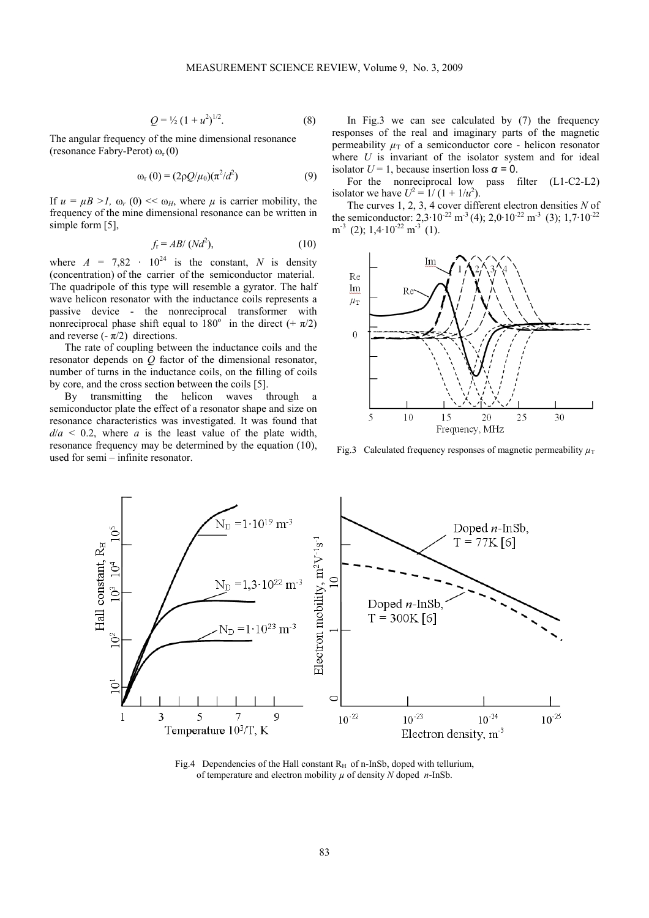$$Q = ½ (1 + u^2)^{1/2}. \quad (8)$$

The angular frequency of the mine dimensional resonance (resonance Fabry-Perot) $\omega_r(0)$

$$\omega_r(0) = (2\rho Q/\mu_0)(\pi^2/d^2) \quad (9)$$

If $u = \mu B > 1$, $\omega_r(0) << \omega_H$, where $\mu$ is carrier mobility, the frequency of the mine dimensional resonance can be written in simple form [5],

$$f_r = AB/(Nd^2), \quad (10)$$

where $A = 7{,}82 \cdot 10^{24}$ is the constant, $N$ is density (concentration) of the carrier of the semiconductor material. The quadripole of this type will resemble a gyrator. The half wave helicon resonator with the inductance coils represents a passive device - the nonreciprocal transformer with nonreciprocal phase shift equal to 180° in the direct ($+\pi/2$) and reverse ($-\pi/2$) directions.

The rate of coupling between the inductance coils and the resonator depends on $Q$ factor of the dimensional resonator, number of turns in the inductance coils, on the filling of coils by core, and the cross section between the coils [5].

By transmitting the helicon waves through a semiconductor plate the effect of a resonator shape and size on resonance characteristics was investigated. It was found that $d/a < 0.2$, where $a$ is the least value of the plate width, resonance frequency may be determined by the equation (10), used for semi – infinite resonator.

In Fig.3 we can see calculated by (7) the frequency responses of the real and imaginary parts of the magnetic permeability $\mu_T$ of a semiconductor core - helicon resonator where $U$ is invariant of the isolator system and for ideal isolator $U = 1$, because insertion loss $\alpha = 0$.

For the nonreciprocal low pass filter (L1-C2-L2) isolator we have $U^2 = 1/(1 + 1/u^2)$.

The curves 1, 2, 3, 4 cover different electron densities $N$ of the semiconductor: $2{,}3 \cdot 10^{-22}$ m$^{-3}$ (4); $2{,}0 \cdot 10^{-22}$ m$^{-3}$ (3); $1{,}7 \cdot 10^{-22}$ m$^{-3}$ (2); $1{,}4 \cdot 10^{-22}$ m$^{-3}$ (1).

Fig.3 Calculated frequency responses of magnetic permeability $\mu_T$

Fig.4 Dependencies of the Hall constant $R_H$ of n-InSb, doped with tellurium, of temperature and electron mobility $\mu$ of density $N$ doped $n$-InSb.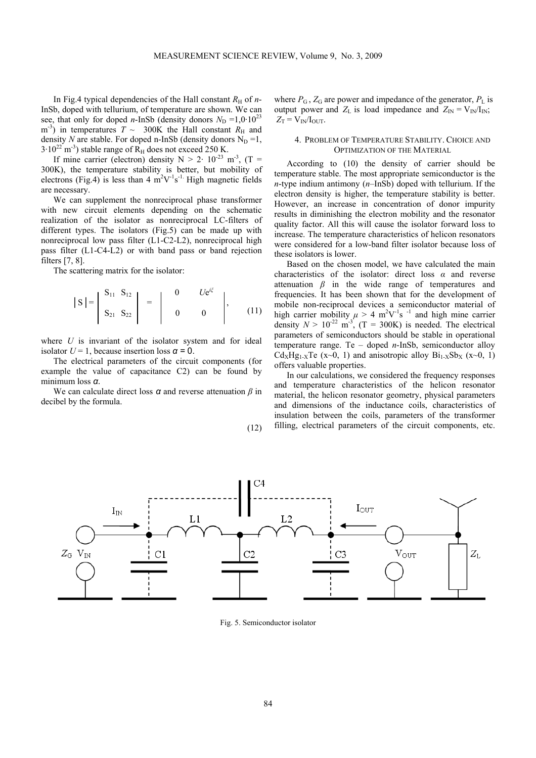In Fig.4 typical dependencies of the Hall constant $R_H$ of *n*-InSb, doped with tellurium, of temperature are shown. We can see, that only for doped *n*-InSb (density donors $N_D$ =1,0·10$^{23}$ m$^{-3}$) in temperatures $T$ ~ 300K the Hall constant $R_H$ and density $N$ are stable. For doped n-InSb (density donors $N_D$ =1, 3·10$^{22}$ m$^{-3}$) stable range of $R_H$ does not exceed 250 K.

If mine carrier (electron) density N > 2· 10$^{-23}$ m$^{-3}$, (T = 300K), the temperature stability is better, but mobility of electrons (Fig.4) is less than 4 m$^2$V$^{-1}$s$^{-1}$. High magnetic fields are necessary.

We can supplement the nonreciprocal phase transformer with new circuit elements depending on the schematic realization of the isolator as nonreciprocal LC-filters of different types. The isolators (Fig.5) can be made up with nonreciprocal low pass filter (L1-C2-L2), nonreciprocal high pass filter (L1-C4-L2) or with band pass or band rejection filters [7, 8].

The scattering matrix for the isolator:

$$|S| = \begin{vmatrix} S_{11} & S_{12} \\ S_{21} & S_{22} \end{vmatrix} = \begin{vmatrix} 0 & Ue^{i\xi} \\ 0 & 0 \end{vmatrix}, \qquad (11)$$

where $U$ is invariant of the isolator system and for ideal isolator $U$ = 1, because insertion loss $\alpha = 0$.

The electrical parameters of the circuit components (for example the value of capacitance C2) can be found by minimum loss $\alpha$.

We can calculate direct loss $\alpha$ and reverse attenuation $\beta$ in decibel by the formula.

(12)

where $P_G$, $Z_G$ are power and impedance of the generator, $P_L$ is output power and $Z_L$ is load impedance and $Z_{IN} = V_{IN}/I_{IN}$; $Z_T = V_{IN}/I_{OUT}$.

## 4. Problem of Temperature Stability. Choice and Optimization of the Material

According to (10) the density of carrier should be temperature stable. The most appropriate semiconductor is the *n*-type indium antimony (*n*–InSb) doped with tellurium. If the electron density is higher, the temperature stability is better. However, an increase in concentration of donor impurity results in diminishing the electron mobility and the resonator quality factor. All this will cause the isolator forward loss to increase. The temperature characteristics of helicon resonators were considered for a low-band filter isolator because loss of these isolators is lower.

Based on the chosen model, we have calculated the main characteristics of the isolator: direct loss $\alpha$ and reverse attenuation $\beta$ in the wide range of temperatures and frequencies. It has been shown that for the development of mobile non-reciprocal devices a semiconductor material of high carrier mobility $\mu$ > 4 m$^2$V$^{-1}$s$^{-1}$ and high mine carrier density $N$ > 10$^{-22}$ m$^{-3}$, (T = 300K) is needed. The electrical parameters of semiconductors should be stable in operational temperature range. Te – doped *n*-InSb, semiconductor alloy $Cd_XHg_{1-X}Te$ (x~0, 1) and anisotropic alloy $Bi_{1-X}Sb_X$ (x~0, 1) offers valuable properties.

In our calculations, we considered the frequency responses and temperature characteristics of the helicon resonator material, the helicon resonator geometry, physical parameters and dimensions of the inductance coils, characteristics of insulation between the coils, parameters of the transformer filling, electrical parameters of the circuit components, etc.

Fig. 5. Semiconductor isolator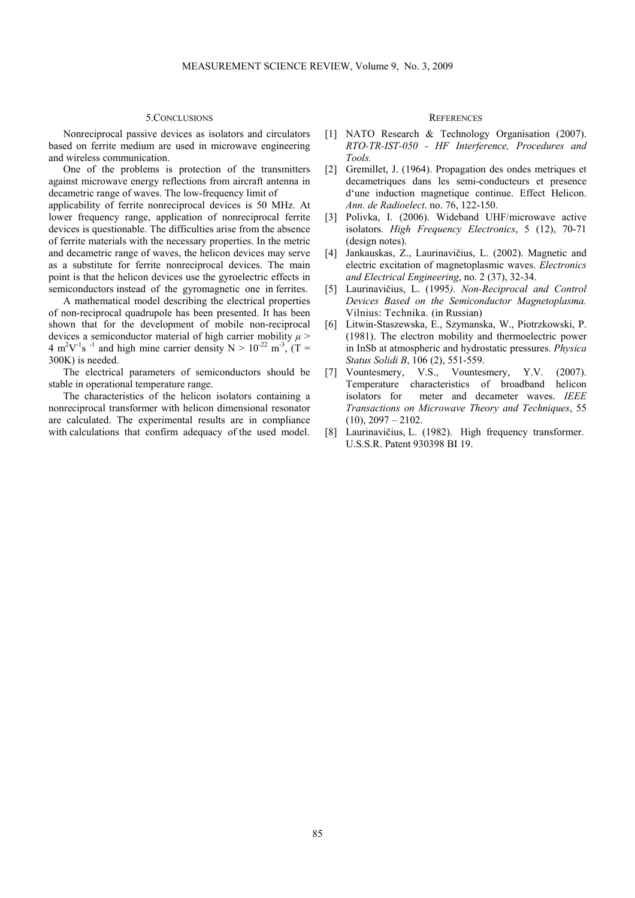## 5. Conclusions

Nonreciprocal passive devices as isolators and circulators based on ferrite medium are used in microwave engineering and wireless communication.

One of the problems is protection of the transmitters against microwave energy reflections from aircraft antenna in decametric range of waves. The low-frequency limit of applicability of ferrite nonreciprocal devices is 50 MHz. At lower frequency range, application of nonreciprocal ferrite devices is questionable. The difficulties arise from the absence of ferrite materials with the necessary properties. In the metric and decametric range of waves, the helicon devices may serve as a substitute for ferrite nonreciprocal devices. The main point is that the helicon devices use the gyroelectric effects in semiconductors instead of the gyromagnetic one in ferrites.

A mathematical model describing the electrical properties of non-reciprocal quadrupole has been presented. It has been shown that for the development of mobile non-reciprocal devices a semiconductor material of high carrier mobility $\mu > 4\ m^2V^{-1}s^{-1}$ and high mine carrier density $N > 10^{-22}\ m^{-3}$, ($T = 300K$) is needed.

The electrical parameters of semiconductors should be stable in operational temperature range.

The characteristics of the helicon isolators containing a nonreciprocal transformer with helicon dimensional resonator are calculated. The experimental results are in compliance with calculations that confirm adequacy of the used model.

## References

[1] NATO Research & Technology Organisation (2007). *RTO-TR-IST-050 - HF Interference, Procedures and Tools.*

[2] Gremillet, J. (1964). Propagation des ondes metriques et decametriques dans les semi-conducteurs et presence d'une induction magnetique continue. Effect Helicon. *Ann. de Radioelect*. no. 76, 122-150.

[3] Polivka, I. (2006). Wideband UHF/microwave active isolators. *High Frequency Electronics*, 5 (12), 70-71 (design notes).

[4] Jankauskas, Z., Laurinavičius, L. (2002). Magnetic and electric excitation of magnetoplasmic waves. *Electronics and Electrical Engineering*, no. 2 (37), 32-34.

[5] Laurinavičius, L. (1995*). Non-Reciprocal and Control Devices Based on the Semiconductor Magnetoplasma.* Vilnius: Technika. (in Russian)

[6] Litwin-Staszewska, E., Szymanska, W., Piotrzkowski, P. (1981). The electron mobility and thermoelectric power in InSb at atmospheric and hydrostatic pressures. *Physica Status Solidi B*, 106 (2), 551-559.

[7] Vountesmery, V.S., Vountesmery, Y.V. (2007). Temperature characteristics of broadband helicon isolators for meter and decameter waves. *IEEE Transactions on Microwave Theory and Techniques*, 55 (10), 2097 – 2102.

[8] Laurinavičius, L. (1982). High frequency transformer. U.S.S.R. Patent 930398 BI 19.